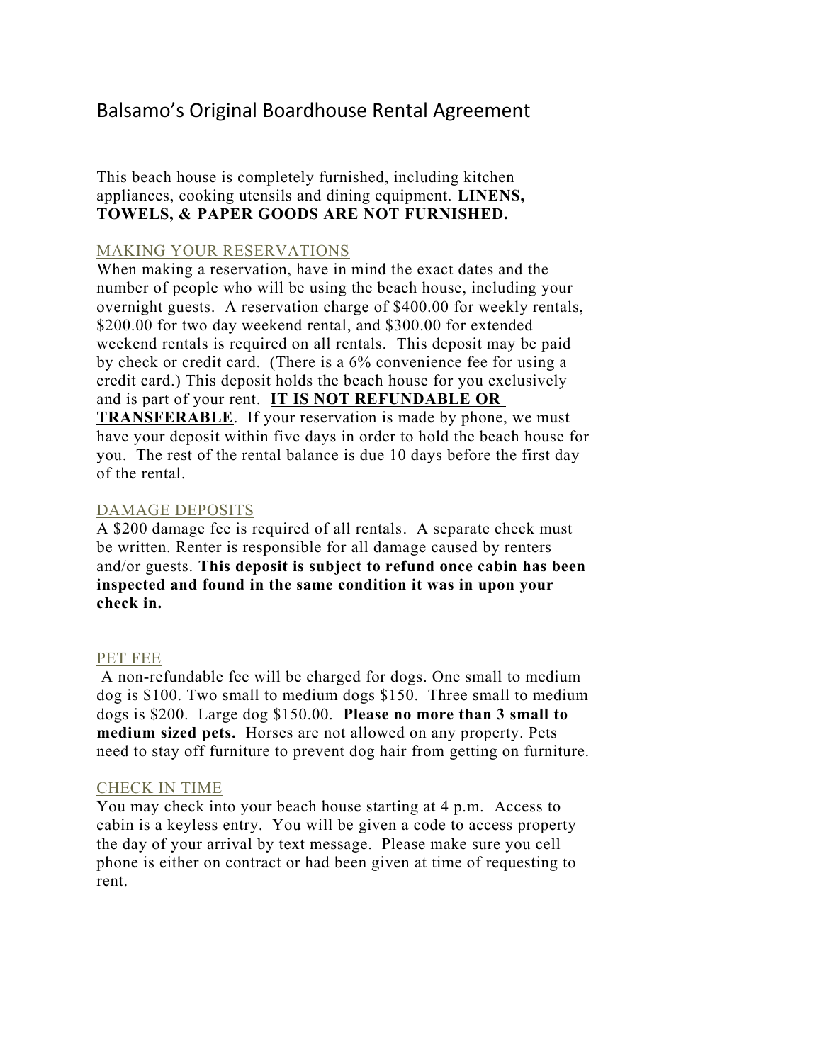# Balsamo's Original Boardhouse Rental Agreement

This beach house is completely furnished, including kitchen appliances, cooking utensils and dining equipment. **LINENS, TOWELS, & PAPER GOODS ARE NOT FURNISHED.**

## MAKING YOUR RESERVATIONS

When making a reservation, have in mind the exact dates and the number of people who will be using the beach house, including your overnight guests. A reservation charge of $400.00 for weekly rentals, $200.00 for two day weekend rental, and $300.00 for extended weekend rentals is required on all rentals. This deposit may be paid by check or credit card. (There is a 6% convenience fee for using a credit card.) This deposit holds the beach house for you exclusively and is part of your rent. **IT IS NOT REFUNDABLE OR TRANSFERABLE**. If your reservation is made by phone, we must have your deposit within five days in order to hold the beach house for you. The rest of the rental balance is due 10 days before the first day of the rental.

## DAMAGE DEPOSITS

A $200 damage fee is required of all rentals. A separate check must be written. Renter is responsible for all damage caused by renters and/or guests. **This deposit is subject to refund once cabin has been inspected and found in the same condition it was in upon your check in.**

## PET FEE

A non-refundable fee will be charged for dogs. One small to medium dog is $100. Two small to medium dogs $150. Three small to medium dogs is $200. Large dog $150.00. **Please no more than 3 small to medium sized pets.** Horses are not allowed on any property. Pets need to stay off furniture to prevent dog hair from getting on furniture.

## CHECK IN TIME

You may check into your beach house starting at 4 p.m. Access to cabin is a keyless entry. You will be given a code to access property the day of your arrival by text message. Please make sure you cell phone is either on contract or had been given at time of requesting to rent.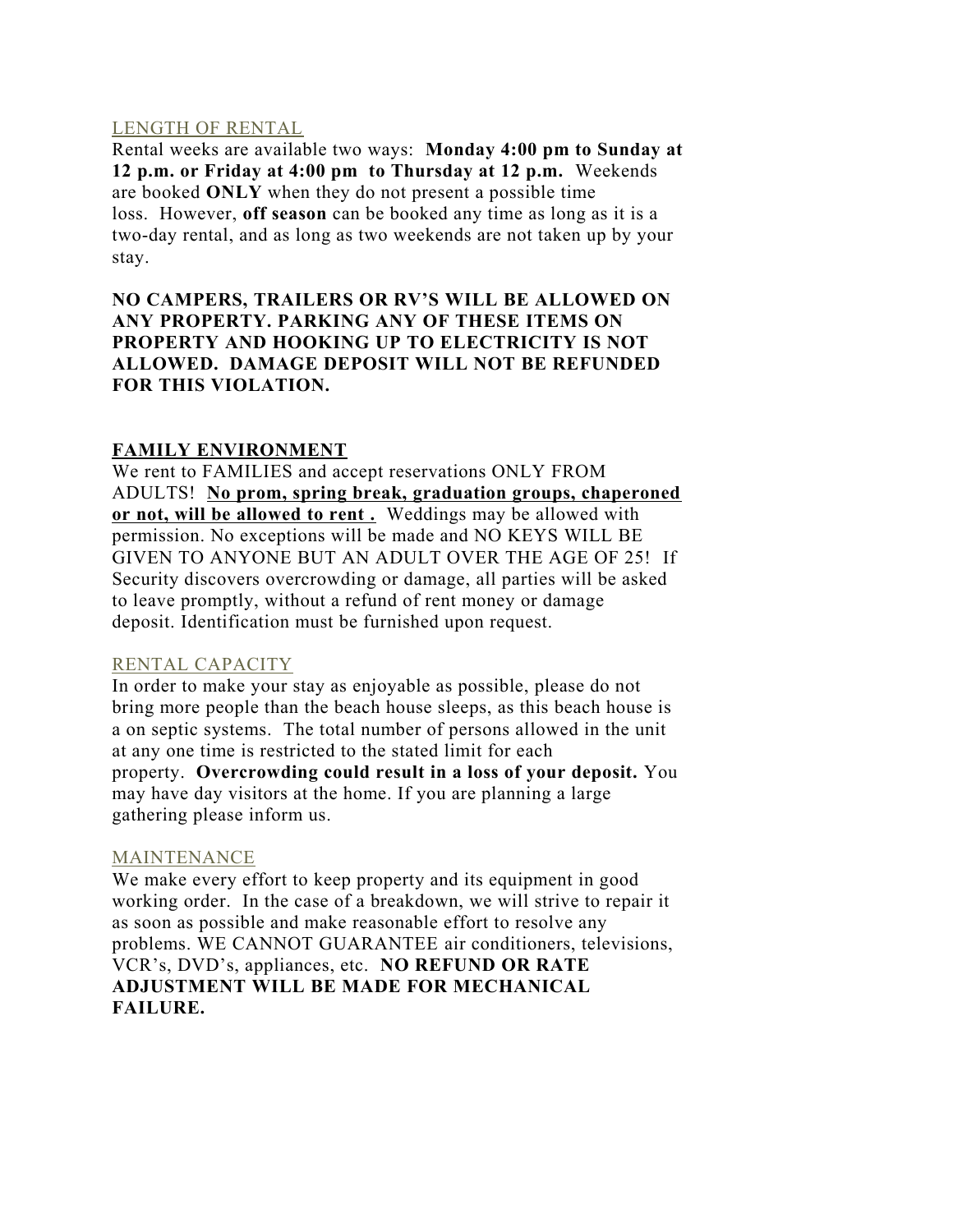## LENGTH OF RENTAL

Rental weeks are available two ways: **Monday 4:00 pm to Sunday at 12 p.m. or Friday at 4:00 pm to Thursday at 12 p.m.** Weekends are booked **ONLY** when they do not present a possible time loss. However, **off season** can be booked any time as long as it is a two-day rental, and as long as two weekends are not taken up by your stay.

**NO CAMPERS, TRAILERS OR RV'S WILL BE ALLOWED ON ANY PROPERTY. PARKING ANY OF THESE ITEMS ON PROPERTY AND HOOKING UP TO ELECTRICITY IS NOT ALLOWED. DAMAGE DEPOSIT WILL NOT BE REFUNDED FOR THIS VIOLATION.**

## FAMILY ENVIRONMENT

We rent to FAMILIES and accept reservations ONLY FROM ADULTS! **No prom, spring break, graduation groups, chaperoned or not, will be allowed to rent .** Weddings may be allowed with permission. No exceptions will be made and NO KEYS WILL BE GIVEN TO ANYONE BUT AN ADULT OVER THE AGE OF 25! If Security discovers overcrowding or damage, all parties will be asked to leave promptly, without a refund of rent money or damage deposit. Identification must be furnished upon request.

## RENTAL CAPACITY

In order to make your stay as enjoyable as possible, please do not bring more people than the beach house sleeps, as this beach house is a on septic systems. The total number of persons allowed in the unit at any one time is restricted to the stated limit for each property. **Overcrowding could result in a loss of your deposit.** You may have day visitors at the home. If you are planning a large gathering please inform us.

## MAINTENANCE

We make every effort to keep property and its equipment in good working order. In the case of a breakdown, we will strive to repair it as soon as possible and make reasonable effort to resolve any problems. WE CANNOT GUARANTEE air conditioners, televisions, VCR's, DVD's, appliances, etc. **NO REFUND OR RATE ADJUSTMENT WILL BE MADE FOR MECHANICAL FAILURE.**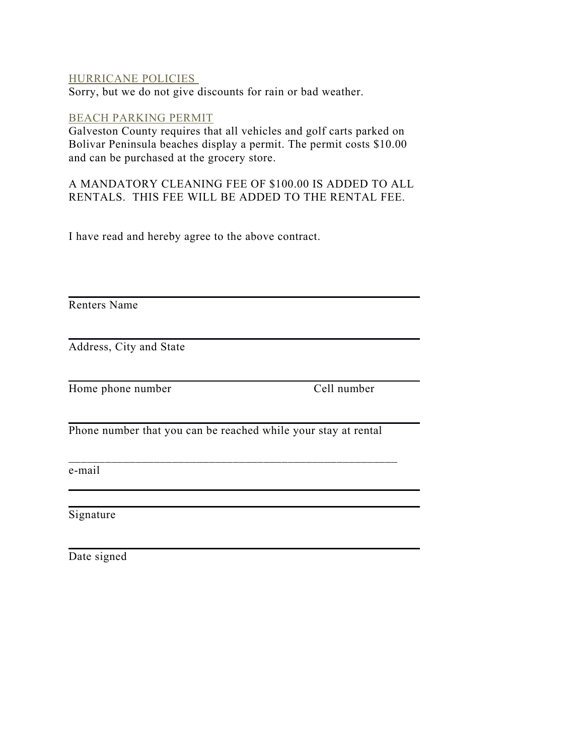HURRICANE POLICIES

Sorry, but we do not give discounts for rain or bad weather.

BEACH PARKING PERMIT

Galveston County requires that all vehicles and golf carts parked on Bolivar Peninsula beaches display a permit. The permit costs $10.00 and can be purchased at the grocery store.

A MANDATORY CLEANING FEE OF $100.00 IS ADDED TO ALL RENTALS. THIS FEE WILL BE ADDED TO THE RENTAL FEE.

I have read and hereby agree to the above contract.

______________________________________________________

Renters Name

______________________________________________________

Address, City and State

______________________________________________________

Home phone number Cell number

______________________________________________________

Phone number that you can be reached while your stay at rental

______________________________________________________

e-mail

______________________________________________________

______________________________________________________

Signature

______________________________________________________

Date signed